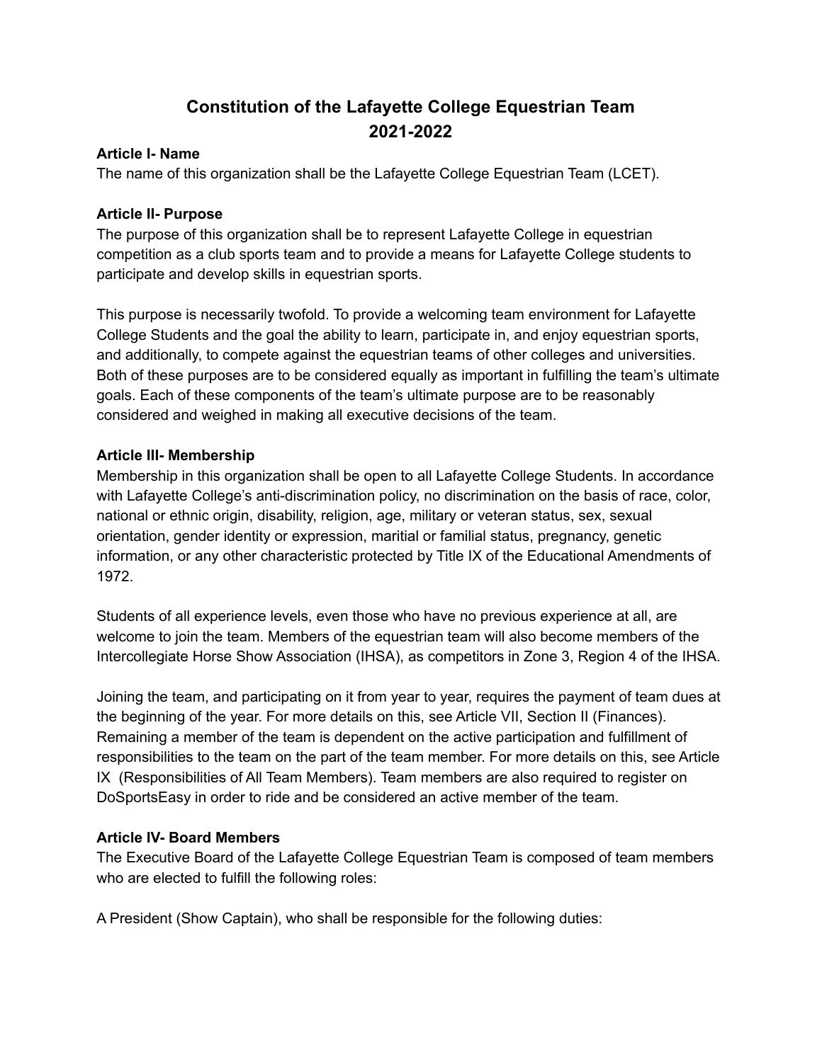# Constitution of the Lafayette College Equestrian Team 2021-2022

**Article I- Name**

The name of this organization shall be the Lafayette College Equestrian Team (LCET).

**Article II- Purpose**

The purpose of this organization shall be to represent Lafayette College in equestrian competition as a club sports team and to provide a means for Lafayette College students to participate and develop skills in equestrian sports.

This purpose is necessarily twofold. To provide a welcoming team environment for Lafayette College Students and the goal the ability to learn, participate in, and enjoy equestrian sports, and additionally, to compete against the equestrian teams of other colleges and universities. Both of these purposes are to be considered equally as important in fulfilling the team's ultimate goals. Each of these components of the team's ultimate purpose are to be reasonably considered and weighed in making all executive decisions of the team.

**Article III- Membership**

Membership in this organization shall be open to all Lafayette College Students. In accordance with Lafayette College's anti-discrimination policy, no discrimination on the basis of race, color, national or ethnic origin, disability, religion, age, military or veteran status, sex, sexual orientation, gender identity or expression, maritial or familial status, pregnancy, genetic information, or any other characteristic protected by Title IX of the Educational Amendments of 1972.

Students of all experience levels, even those who have no previous experience at all, are welcome to join the team. Members of the equestrian team will also become members of the Intercollegiate Horse Show Association (IHSA), as competitors in Zone 3, Region 4 of the IHSA.

Joining the team, and participating on it from year to year, requires the payment of team dues at the beginning of the year. For more details on this, see Article VII, Section II (Finances). Remaining a member of the team is dependent on the active participation and fulfillment of responsibilities to the team on the part of the team member. For more details on this, see Article IX (Responsibilities of All Team Members). Team members are also required to register on DoSportsEasy in order to ride and be considered an active member of the team.

**Article IV- Board Members**

The Executive Board of the Lafayette College Equestrian Team is composed of team members who are elected to fulfill the following roles:

A President (Show Captain), who shall be responsible for the following duties: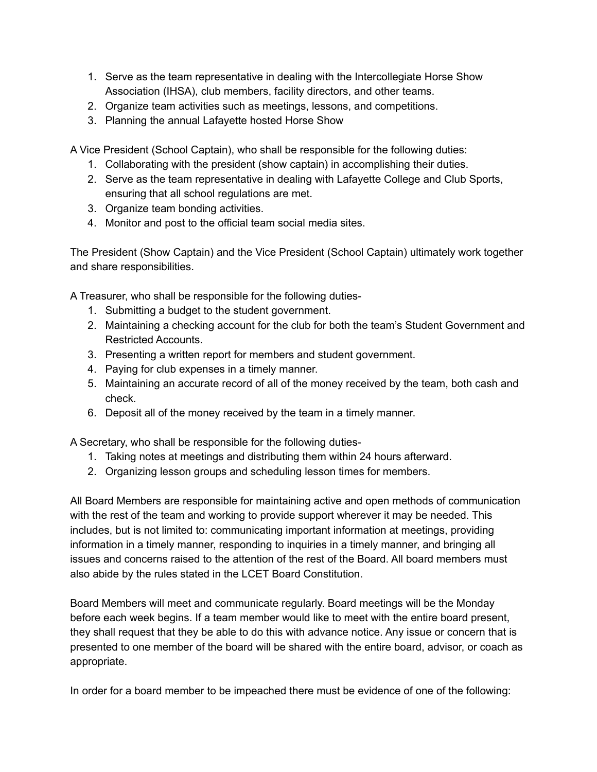1. Serve as the team representative in dealing with the Intercollegiate Horse Show Association (IHSA), club members, facility directors, and other teams.
2. Organize team activities such as meetings, lessons, and competitions.
3. Planning the annual Lafayette hosted Horse Show

A Vice President (School Captain), who shall be responsible for the following duties:

1. Collaborating with the president (show captain) in accomplishing their duties.
2. Serve as the team representative in dealing with Lafayette College and Club Sports, ensuring that all school regulations are met.
3. Organize team bonding activities.
4. Monitor and post to the official team social media sites.

The President (Show Captain) and the Vice President (School Captain) ultimately work together and share responsibilities.

A Treasurer, who shall be responsible for the following duties-

1. Submitting a budget to the student government.
2. Maintaining a checking account for the club for both the team's Student Government and Restricted Accounts.
3. Presenting a written report for members and student government.
4. Paying for club expenses in a timely manner.
5. Maintaining an accurate record of all of the money received by the team, both cash and check.
6. Deposit all of the money received by the team in a timely manner.

A Secretary, who shall be responsible for the following duties-

1. Taking notes at meetings and distributing them within 24 hours afterward.
2. Organizing lesson groups and scheduling lesson times for members.

All Board Members are responsible for maintaining active and open methods of communication with the rest of the team and working to provide support wherever it may be needed. This includes, but is not limited to: communicating important information at meetings, providing information in a timely manner, responding to inquiries in a timely manner, and bringing all issues and concerns raised to the attention of the rest of the Board. All board members must also abide by the rules stated in the LCET Board Constitution.

Board Members will meet and communicate regularly. Board meetings will be the Monday before each week begins. If a team member would like to meet with the entire board present, they shall request that they be able to do this with advance notice. Any issue or concern that is presented to one member of the board will be shared with the entire board, advisor, or coach as appropriate.

In order for a board member to be impeached there must be evidence of one of the following: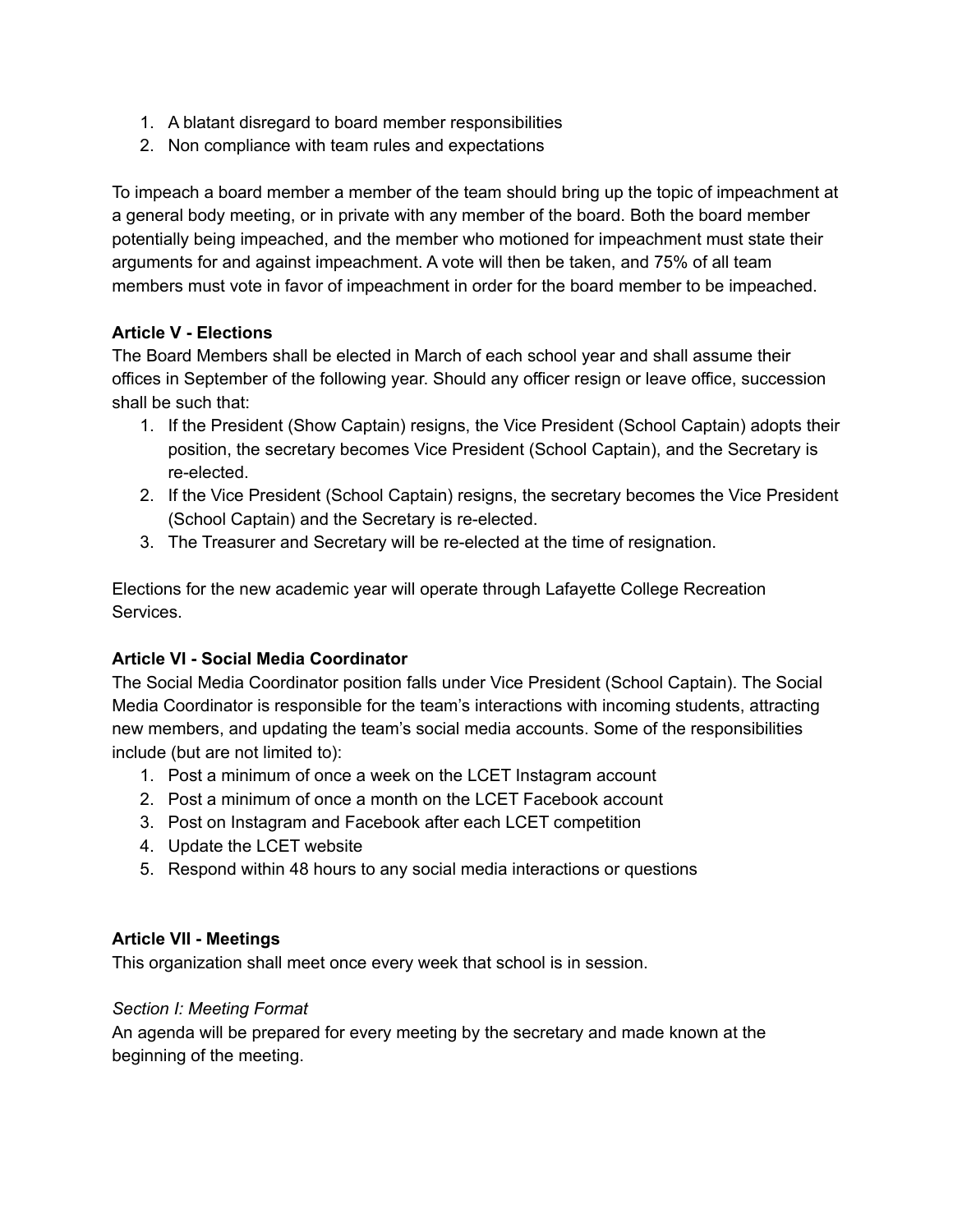1. A blatant disregard to board member responsibilities
2. Non compliance with team rules and expectations

To impeach a board member a member of the team should bring up the topic of impeachment at a general body meeting, or in private with any member of the board. Both the board member potentially being impeached, and the member who motioned for impeachment must state their arguments for and against impeachment. A vote will then be taken, and 75% of all team members must vote in favor of impeachment in order for the board member to be impeached.

**Article V - Elections**

The Board Members shall be elected in March of each school year and shall assume their offices in September of the following year. Should any officer resign or leave office, succession shall be such that:

1. If the President (Show Captain) resigns, the Vice President (School Captain) adopts their position, the secretary becomes Vice President (School Captain), and the Secretary is re-elected.
2. If the Vice President (School Captain) resigns, the secretary becomes the Vice President (School Captain) and the Secretary is re-elected.
3. The Treasurer and Secretary will be re-elected at the time of resignation.

Elections for the new academic year will operate through Lafayette College Recreation Services.

**Article VI - Social Media Coordinator**

The Social Media Coordinator position falls under Vice President (School Captain). The Social Media Coordinator is responsible for the team's interactions with incoming students, attracting new members, and updating the team's social media accounts. Some of the responsibilities include (but are not limited to):

1. Post a minimum of once a week on the LCET Instagram account
2. Post a minimum of once a month on the LCET Facebook account
3. Post on Instagram and Facebook after each LCET competition
4. Update the LCET website
5. Respond within 48 hours to any social media interactions or questions

**Article VII - Meetings**

This organization shall meet once every week that school is in session.

*Section I: Meeting Format*

An agenda will be prepared for every meeting by the secretary and made known at the beginning of the meeting.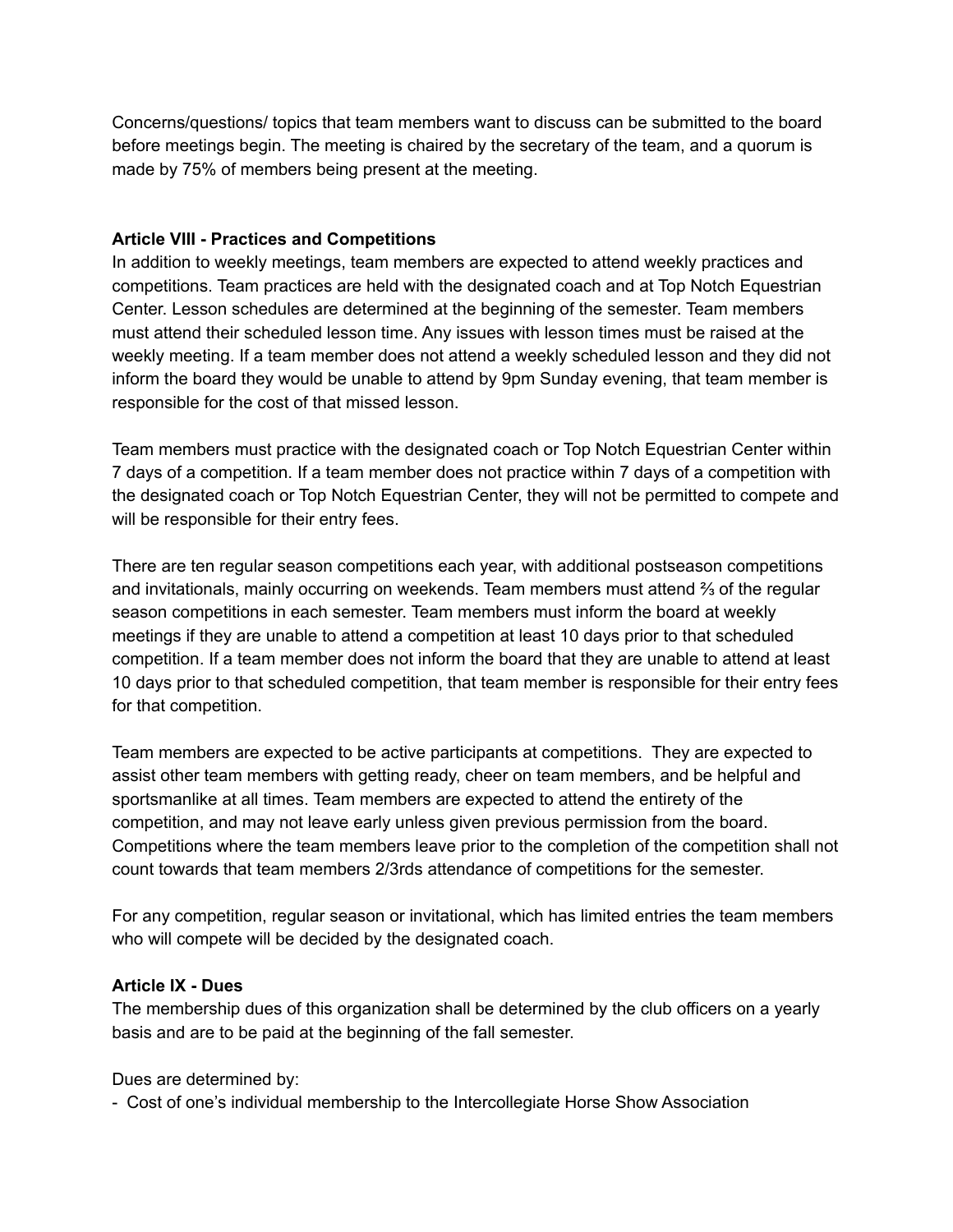Concerns/questions/ topics that team members want to discuss can be submitted to the board before meetings begin. The meeting is chaired by the secretary of the team, and a quorum is made by 75% of members being present at the meeting.

**Article VIII - Practices and Competitions**

In addition to weekly meetings, team members are expected to attend weekly practices and competitions. Team practices are held with the designated coach and at Top Notch Equestrian Center. Lesson schedules are determined at the beginning of the semester. Team members must attend their scheduled lesson time. Any issues with lesson times must be raised at the weekly meeting. If a team member does not attend a weekly scheduled lesson and they did not inform the board they would be unable to attend by 9pm Sunday evening, that team member is responsible for the cost of that missed lesson.

Team members must practice with the designated coach or Top Notch Equestrian Center within 7 days of a competition. If a team member does not practice within 7 days of a competition with the designated coach or Top Notch Equestrian Center, they will not be permitted to compete and will be responsible for their entry fees.

There are ten regular season competitions each year, with additional postseason competitions and invitationals, mainly occurring on weekends. Team members must attend ⅔ of the regular season competitions in each semester. Team members must inform the board at weekly meetings if they are unable to attend a competition at least 10 days prior to that scheduled competition. If a team member does not inform the board that they are unable to attend at least 10 days prior to that scheduled competition, that team member is responsible for their entry fees for that competition.

Team members are expected to be active participants at competitions. They are expected to assist other team members with getting ready, cheer on team members, and be helpful and sportsmanlike at all times. Team members are expected to attend the entirety of the competition, and may not leave early unless given previous permission from the board. Competitions where the team members leave prior to the completion of the competition shall not count towards that team members 2/3rds attendance of competitions for the semester.

For any competition, regular season or invitational, which has limited entries the team members who will compete will be decided by the designated coach.

**Article IX - Dues**

The membership dues of this organization shall be determined by the club officers on a yearly basis and are to be paid at the beginning of the fall semester.

Dues are determined by:

- Cost of one's individual membership to the Intercollegiate Horse Show Association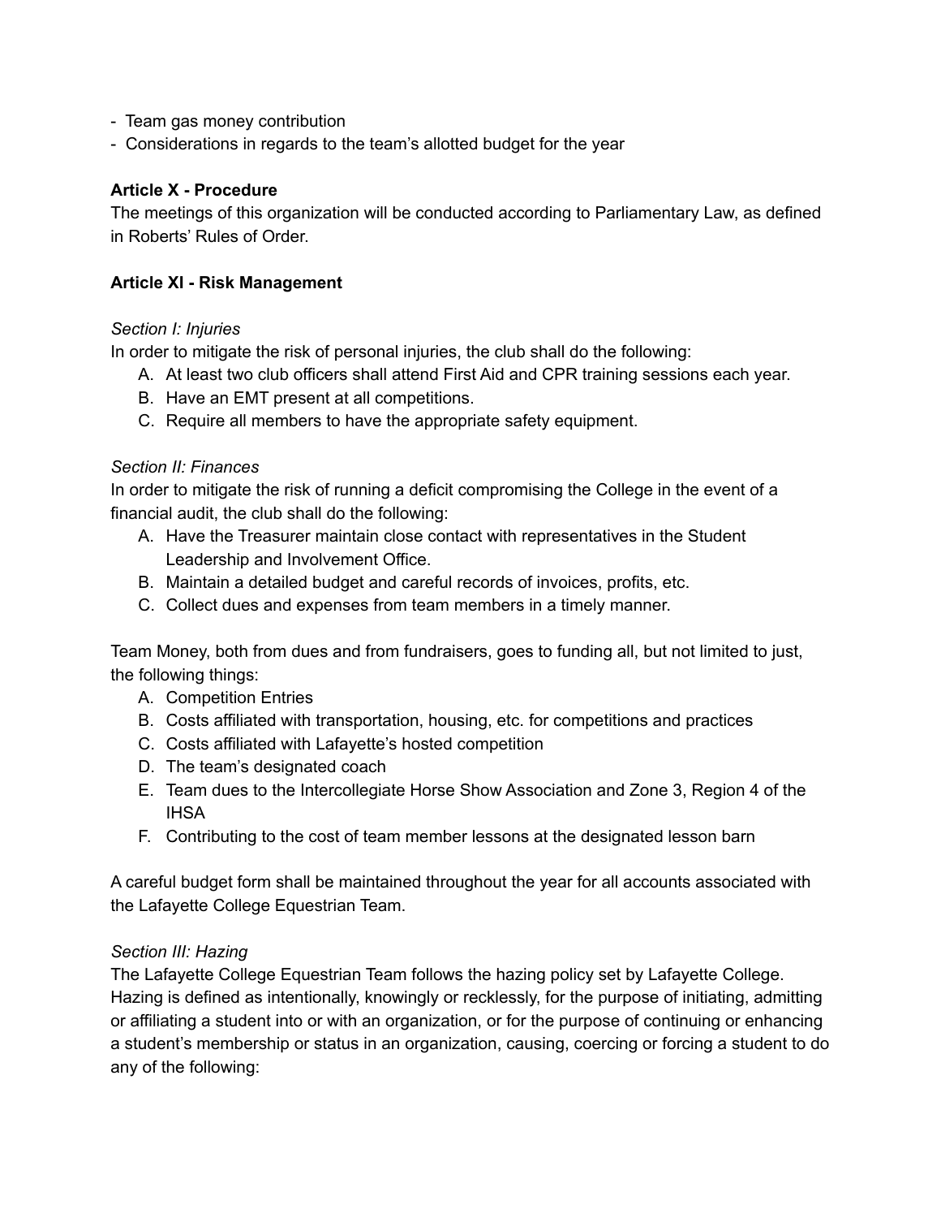- Team gas money contribution
- Considerations in regards to the team's allotted budget for the year

**Article X - Procedure**

The meetings of this organization will be conducted according to Parliamentary Law, as defined in Roberts' Rules of Order.

**Article XI - Risk Management**

*Section I: Injuries*

In order to mitigate the risk of personal injuries, the club shall do the following:

A. At least two club officers shall attend First Aid and CPR training sessions each year.
B. Have an EMT present at all competitions.
C. Require all members to have the appropriate safety equipment.

*Section II: Finances*

In order to mitigate the risk of running a deficit compromising the College in the event of a financial audit, the club shall do the following:

A. Have the Treasurer maintain close contact with representatives in the Student Leadership and Involvement Office.
B. Maintain a detailed budget and careful records of invoices, profits, etc.
C. Collect dues and expenses from team members in a timely manner.

Team Money, both from dues and from fundraisers, goes to funding all, but not limited to just, the following things:

A. Competition Entries
B. Costs affiliated with transportation, housing, etc. for competitions and practices
C. Costs affiliated with Lafayette's hosted competition
D. The team's designated coach
E. Team dues to the Intercollegiate Horse Show Association and Zone 3, Region 4 of the IHSA
F. Contributing to the cost of team member lessons at the designated lesson barn

A careful budget form shall be maintained throughout the year for all accounts associated with the Lafayette College Equestrian Team.

*Section III: Hazing*

The Lafayette College Equestrian Team follows the hazing policy set by Lafayette College. Hazing is defined as intentionally, knowingly or recklessly, for the purpose of initiating, admitting or affiliating a student into or with an organization, or for the purpose of continuing or enhancing a student's membership or status in an organization, causing, coercing or forcing a student to do any of the following: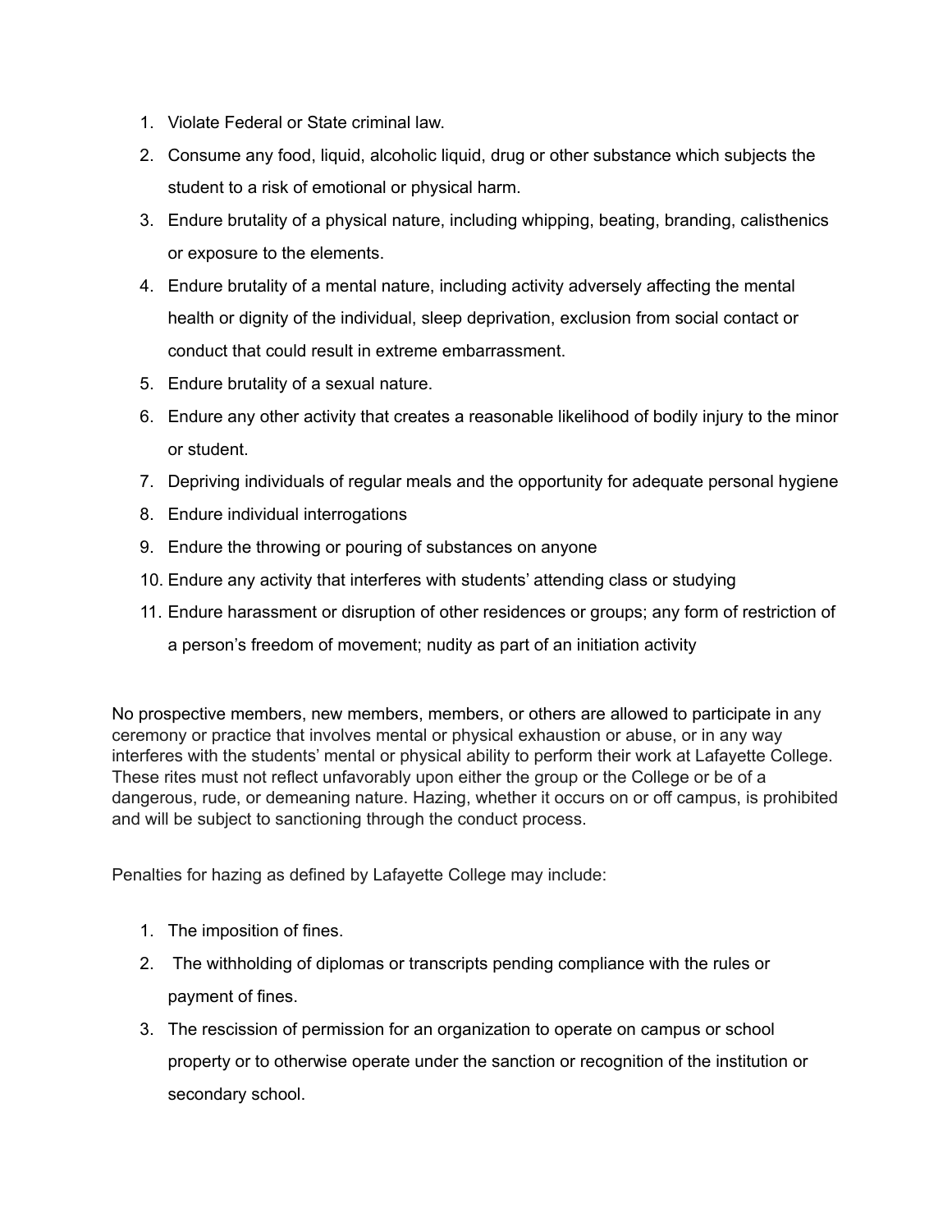1. Violate Federal or State criminal law.
2. Consume any food, liquid, alcoholic liquid, drug or other substance which subjects the student to a risk of emotional or physical harm.
3. Endure brutality of a physical nature, including whipping, beating, branding, calisthenics or exposure to the elements.
4. Endure brutality of a mental nature, including activity adversely affecting the mental health or dignity of the individual, sleep deprivation, exclusion from social contact or conduct that could result in extreme embarrassment.
5. Endure brutality of a sexual nature.
6. Endure any other activity that creates a reasonable likelihood of bodily injury to the minor or student.
7. Depriving individuals of regular meals and the opportunity for adequate personal hygiene
8. Endure individual interrogations
9. Endure the throwing or pouring of substances on anyone
10. Endure any activity that interferes with students' attending class or studying
11. Endure harassment or disruption of other residences or groups; any form of restriction of a person's freedom of movement; nudity as part of an initiation activity

No prospective members, new members, members, or others are allowed to participate in any ceremony or practice that involves mental or physical exhaustion or abuse, or in any way interferes with the students' mental or physical ability to perform their work at Lafayette College. These rites must not reflect unfavorably upon either the group or the College or be of a dangerous, rude, or demeaning nature. Hazing, whether it occurs on or off campus, is prohibited and will be subject to sanctioning through the conduct process.

Penalties for hazing as defined by Lafayette College may include:

1. The imposition of fines.
2. The withholding of diplomas or transcripts pending compliance with the rules or payment of fines.
3. The rescission of permission for an organization to operate on campus or school property or to otherwise operate under the sanction or recognition of the institution or secondary school.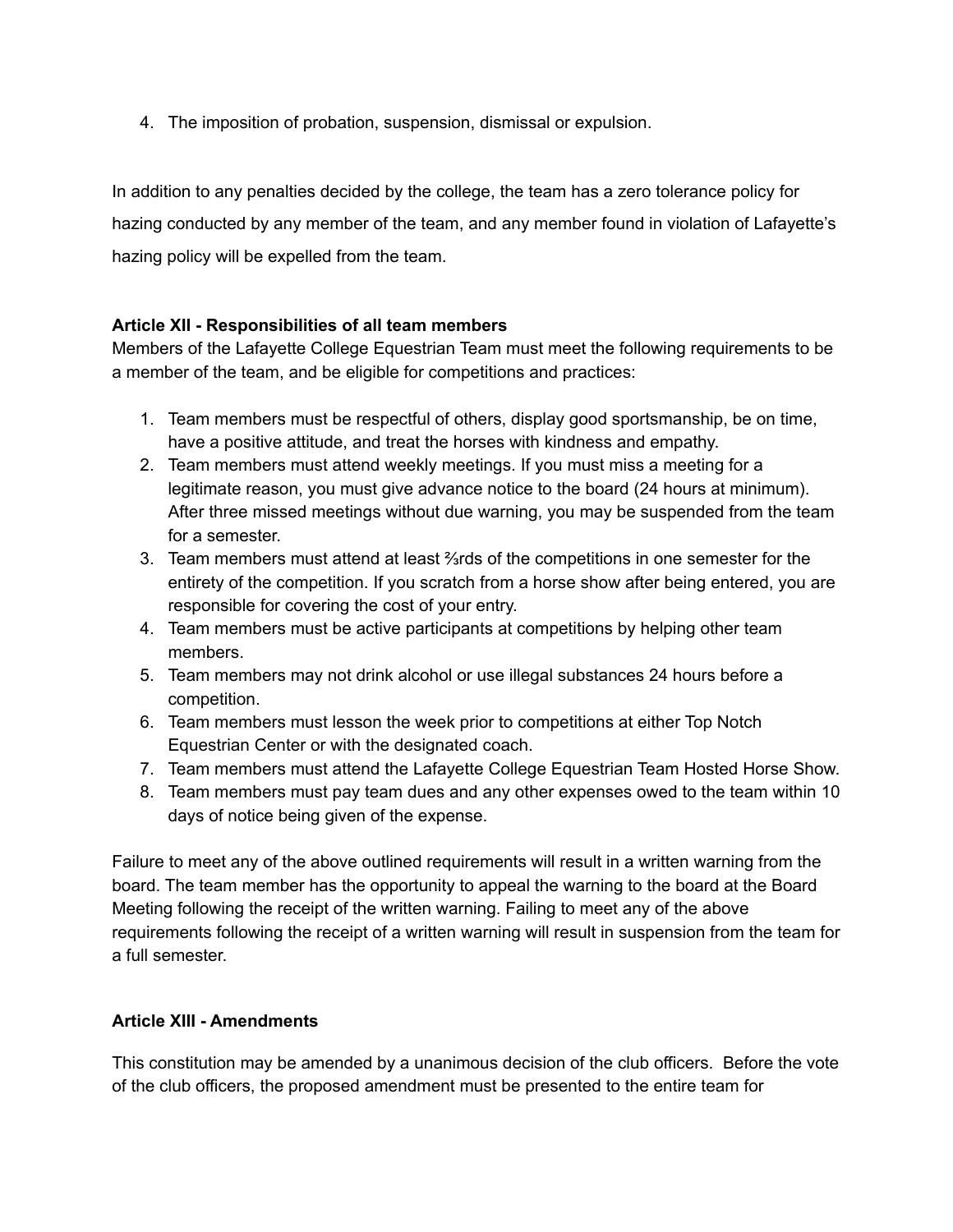4. The imposition of probation, suspension, dismissal or expulsion.

In addition to any penalties decided by the college, the team has a zero tolerance policy for hazing conducted by any member of the team, and any member found in violation of Lafayette's hazing policy will be expelled from the team.

**Article XII - Responsibilities of all team members**

Members of the Lafayette College Equestrian Team must meet the following requirements to be a member of the team, and be eligible for competitions and practices:

1. Team members must be respectful of others, display good sportsmanship, be on time, have a positive attitude, and treat the horses with kindness and empathy.
2. Team members must attend weekly meetings. If you must miss a meeting for a legitimate reason, you must give advance notice to the board (24 hours at minimum). After three missed meetings without due warning, you may be suspended from the team for a semester.
3. Team members must attend at least ⅔rds of the competitions in one semester for the entirety of the competition. If you scratch from a horse show after being entered, you are responsible for covering the cost of your entry.
4. Team members must be active participants at competitions by helping other team members.
5. Team members may not drink alcohol or use illegal substances 24 hours before a competition.
6. Team members must lesson the week prior to competitions at either Top Notch Equestrian Center or with the designated coach.
7. Team members must attend the Lafayette College Equestrian Team Hosted Horse Show.
8. Team members must pay team dues and any other expenses owed to the team within 10 days of notice being given of the expense.

Failure to meet any of the above outlined requirements will result in a written warning from the board. The team member has the opportunity to appeal the warning to the board at the Board Meeting following the receipt of the written warning. Failing to meet any of the above requirements following the receipt of a written warning will result in suspension from the team for a full semester.

**Article XIII - Amendments**

This constitution may be amended by a unanimous decision of the club officers. Before the vote of the club officers, the proposed amendment must be presented to the entire team for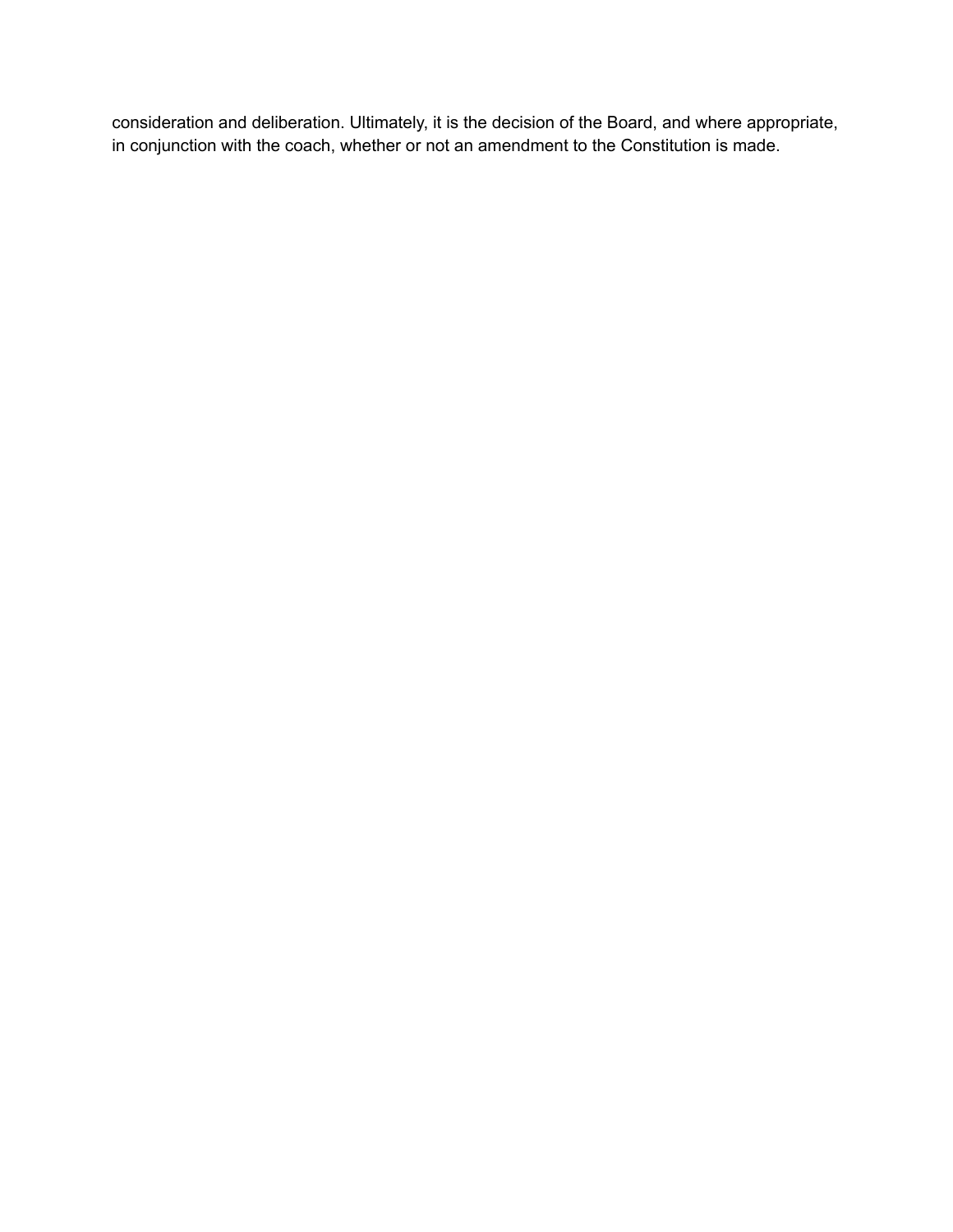consideration and deliberation. Ultimately, it is the decision of the Board, and where appropriate, in conjunction with the coach, whether or not an amendment to the Constitution is made.